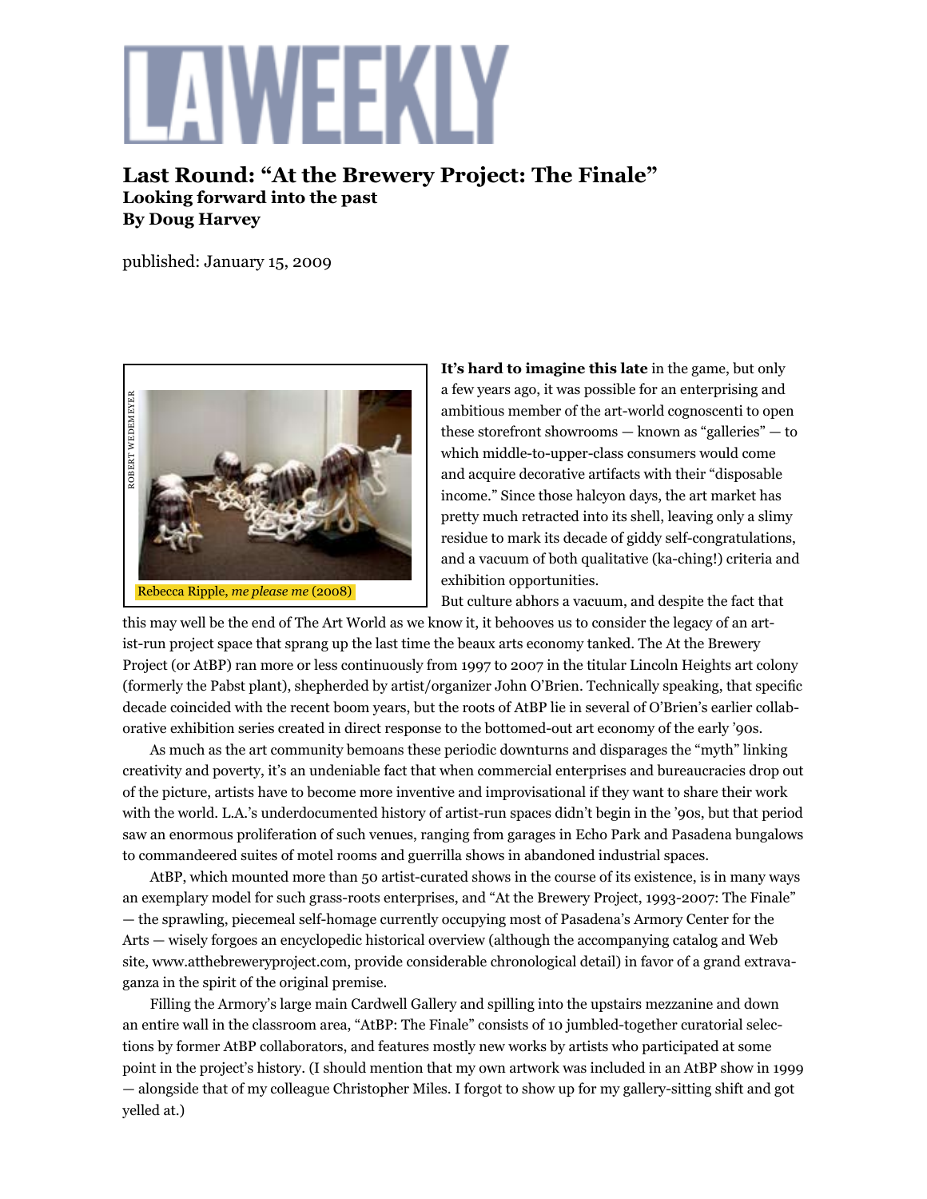# LA WEEKLY

## Last Round: "At the Brewery Project: The Finale"

**Looking forward into the past**

**By Doug Harvey**

published: January 15, 2009

ROBERT WEDEMEYER

Rebecca Ripple, *me please me* (2008)

**It's hard to imagine this late** in the game, but only a few years ago, it was possible for an enterprising and ambitious member of the art-world cognoscenti to open these storefront showrooms — known as "galleries" — to which middle-to-upper-class consumers would come and acquire decorative artifacts with their "disposable income." Since those halcyon days, the art market has pretty much retracted into its shell, leaving only a slimy residue to mark its decade of giddy self-congratulations, and a vacuum of both qualitative (ka-ching!) criteria and exhibition opportunities.

But culture abhors a vacuum, and despite the fact that this may well be the end of The Art World as we know it, it behooves us to consider the legacy of an artist-run project space that sprang up the last time the beaux arts economy tanked. The At the Brewery Project (or AtBP) ran more or less continuously from 1997 to 2007 in the titular Lincoln Heights art colony (formerly the Pabst plant), shepherded by artist/organizer John O'Brien. Technically speaking, that specific decade coincided with the recent boom years, but the roots of AtBP lie in several of O'Brien's earlier collaborative exhibition series created in direct response to the bottomed-out art economy of the early '90s.

As much as the art community bemoans these periodic downturns and disparages the "myth" linking creativity and poverty, it's an undeniable fact that when commercial enterprises and bureaucracies drop out of the picture, artists have to become more inventive and improvisational if they want to share their work with the world. L.A.'s underdocumented history of artist-run spaces didn't begin in the '90s, but that period saw an enormous proliferation of such venues, ranging from garages in Echo Park and Pasadena bungalows to commandeered suites of motel rooms and guerrilla shows in abandoned industrial spaces.

AtBP, which mounted more than 50 artist-curated shows in the course of its existence, is in many ways an exemplary model for such grass-roots enterprises, and "At the Brewery Project, 1993-2007: The Finale" — the sprawling, piecemeal self-homage currently occupying most of Pasadena's Armory Center for the Arts — wisely forgoes an encyclopedic historical overview (although the accompanying catalog and Web site, www.atthebreweryproject.com, provide considerable chronological detail) in favor of a grand extravaganza in the spirit of the original premise.

Filling the Armory's large main Cardwell Gallery and spilling into the upstairs mezzanine and down an entire wall in the classroom area, "AtBP: The Finale" consists of 10 jumbled-together curatorial selections by former AtBP collaborators, and features mostly new works by artists who participated at some point in the project's history. (I should mention that my own artwork was included in an AtBP show in 1999 — alongside that of my colleague Christopher Miles. I forgot to show up for my gallery-sitting shift and got yelled at.)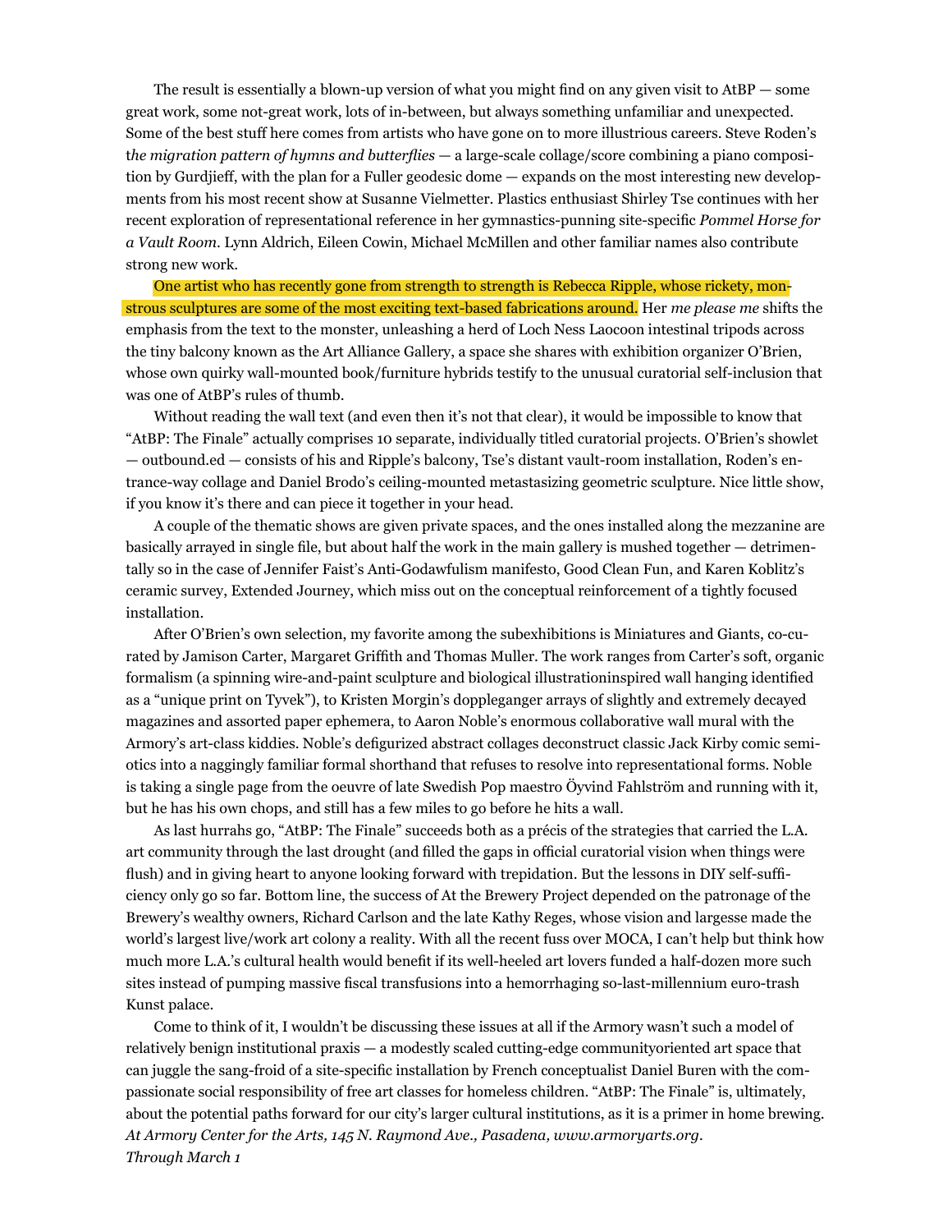The result is essentially a blown-up version of what you might find on any given visit to AtBP — some great work, some not-great work, lots of in-between, but always something unfamiliar and unexpected. Some of the best stuff here comes from artists who have gone on to more illustrious careers. Steve Roden's t*he migration pattern of hymns and butterflies* — a large-scale collage/score combining a piano composition by Gurdjieff, with the plan for a Fuller geodesic dome — expands on the most interesting new developments from his most recent show at Susanne Vielmetter. Plastics enthusiast Shirley Tse continues with her recent exploration of representational reference in her gymnastics-punning site-specific *Pommel Horse for a Vault Room*. Lynn Aldrich, Eileen Cowin, Michael McMillen and other familiar names also contribute strong new work.

One artist who has recently gone from strength to strength is Rebecca Ripple, whose rickety, monstrous sculptures are some of the most exciting text-based fabrications around. Her *me please me* shifts the emphasis from the text to the monster, unleashing a herd of Loch Ness Laocoon intestinal tripods across the tiny balcony known as the Art Alliance Gallery, a space she shares with exhibition organizer O'Brien, whose own quirky wall-mounted book/furniture hybrids testify to the unusual curatorial self-inclusion that was one of AtBP's rules of thumb.

Without reading the wall text (and even then it's not that clear), it would be impossible to know that "AtBP: The Finale" actually comprises 10 separate, individually titled curatorial projects. O'Brien's showlet — outbound.ed — consists of his and Ripple's balcony, Tse's distant vault-room installation, Roden's entrance-way collage and Daniel Brodo's ceiling-mounted metastasizing geometric sculpture. Nice little show, if you know it's there and can piece it together in your head.

A couple of the thematic shows are given private spaces, and the ones installed along the mezzanine are basically arrayed in single file, but about half the work in the main gallery is mushed together — detrimentally so in the case of Jennifer Faist's Anti-Godawfulism manifesto, Good Clean Fun, and Karen Koblitz's ceramic survey, Extended Journey, which miss out on the conceptual reinforcement of a tightly focused installation.

After O'Brien's own selection, my favorite among the subexhibitions is Miniatures and Giants, co-curated by Jamison Carter, Margaret Griffith and Thomas Muller. The work ranges from Carter's soft, organic formalism (a spinning wire-and-paint sculpture and biological illustrationinspired wall hanging identified as a "unique print on Tyvek"), to Kristen Morgin's doppleganger arrays of slightly and extremely decayed magazines and assorted paper ephemera, to Aaron Noble's enormous collaborative wall mural with the Armory's art-class kiddies. Noble's defigurized abstract collages deconstruct classic Jack Kirby comic semiotics into a naggingly familiar formal shorthand that refuses to resolve into representational forms. Noble is taking a single page from the oeuvre of late Swedish Pop maestro Öyvind Fahlström and running with it, but he has his own chops, and still has a few miles to go before he hits a wall.

As last hurrahs go, "AtBP: The Finale" succeeds both as a précis of the strategies that carried the L.A. art community through the last drought (and filled the gaps in official curatorial vision when things were flush) and in giving heart to anyone looking forward with trepidation. But the lessons in DIY self-sufficiency only go so far. Bottom line, the success of At the Brewery Project depended on the patronage of the Brewery's wealthy owners, Richard Carlson and the late Kathy Reges, whose vision and largesse made the world's largest live/work art colony a reality. With all the recent fuss over MOCA, I can't help but think how much more L.A.'s cultural health would benefit if its well-heeled art lovers funded a half-dozen more such sites instead of pumping massive fiscal transfusions into a hemorrhaging so-last-millennium euro-trash Kunst palace.

Come to think of it, I wouldn't be discussing these issues at all if the Armory wasn't such a model of relatively benign institutional praxis — a modestly scaled cutting-edge communityoriented art space that can juggle the sang-froid of a site-specific installation by French conceptualist Daniel Buren with the compassionate social responsibility of free art classes for homeless children. "AtBP: The Finale" is, ultimately, about the potential paths forward for our city's larger cultural institutions, as it is a primer in home brewing.

*At Armory Center for the Arts, 145 N. Raymond Ave., Pasadena, www.armoryarts.org.*
*Through March 1*